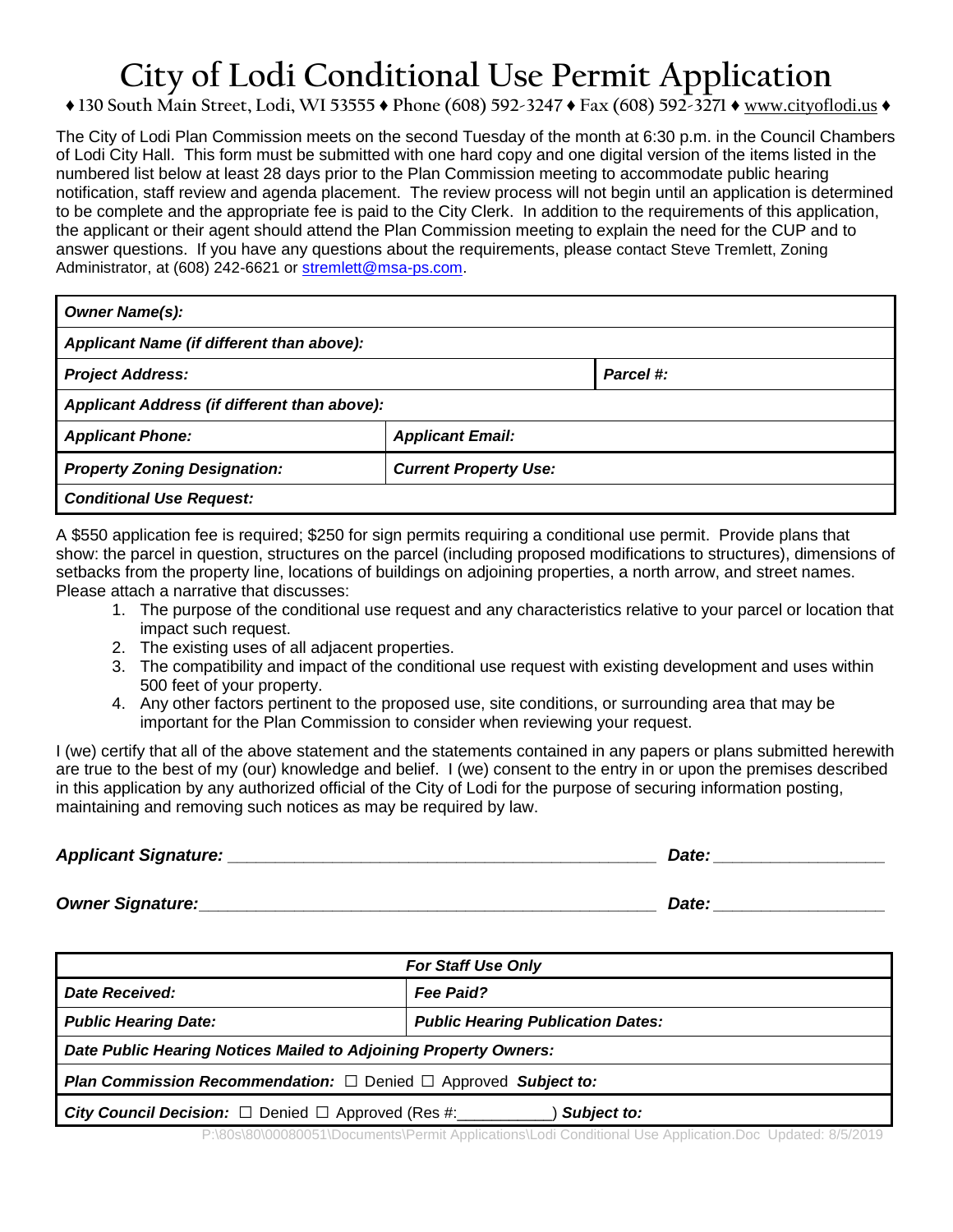# City of Lodi Conditional Use Permit Application

♦ 130 South Main Street, Lodi, WI 53555 ♦ Phone (608) 592-3247 ♦ Fax (608) 592-3271 ♦ www.cityoflodi.us ♦

The City of Lodi Plan Commission meets on the second Tuesday of the month at 6:30 p.m. in the Council Chambers of Lodi City Hall. This form must be submitted with one hard copy and one digital version of the items listed in the numbered list below at least 28 days prior to the Plan Commission meeting to accommodate public hearing notification, staff review and agenda placement. The review process will not begin until an application is determined to be complete and the appropriate fee is paid to the City Clerk. In addition to the requirements of this application, the applicant or their agent should attend the Plan Commission meeting to explain the need for the CUP and to answer questions. If you have any questions about the requirements, please contact Steve Tremlett, Zoning Administrator, at (608) 242-6621 or stremlett@msa-ps.com.

| | | |
|---|---|---|
| ***Owner Name(s):*** | | |
| ***Applicant Name (if different than above):*** | | |
| ***Project Address:*** | | ***Parcel #:*** |
| ***Applicant Address (if different than above):*** | | |
| ***Applicant Phone:*** | ***Applicant Email:*** | |
| ***Property Zoning Designation:*** | ***Current Property Use:*** | |
| ***Conditional Use Request:*** | | |

A $550 application fee is required; $250 for sign permits requiring a conditional use permit. Provide plans that show: the parcel in question, structures on the parcel (including proposed modifications to structures), dimensions of setbacks from the property line, locations of buildings on adjoining properties, a north arrow, and street names. Please attach a narrative that discusses:

1. The purpose of the conditional use request and any characteristics relative to your parcel or location that impact such request.
2. The existing uses of all adjacent properties.
3. The compatibility and impact of the conditional use request with existing development and uses within 500 feet of your property.
4. Any other factors pertinent to the proposed use, site conditions, or surrounding area that may be important for the Plan Commission to consider when reviewing your request.

I (we) certify that all of the above statement and the statements contained in any papers or plans submitted herewith are true to the best of my (our) knowledge and belief. I (we) consent to the entry in or upon the premises described in this application by any authorized official of the City of Lodi for the purpose of securing information posting, maintaining and removing such notices as may be required by law.

***Applicant Signature:*** _______________________________________________ ***Date:*** __________________

***Owner Signature:*** _______________________________________________ ***Date:*** __________________

| ***For Staff Use Only*** | |
|---|---|
| ***Date Received:*** | ***Fee Paid?*** |
| ***Public Hearing Date:*** | ***Public Hearing Publication Dates:*** |
| ***Date Public Hearing Notices Mailed to Adjoining Property Owners:*** | |
| ***Plan Commission Recommendation:*** ☐ Denied ☐ Approved ***Subject to:*** | |
| ***City Council Decision:*** ☐ Denied ☐ Approved (Res #:__________) ***Subject to:*** | |

P:\80s\80\00080051\Documents\Permit Applications\Lodi Conditional Use Application.Doc Updated: 8/5/2019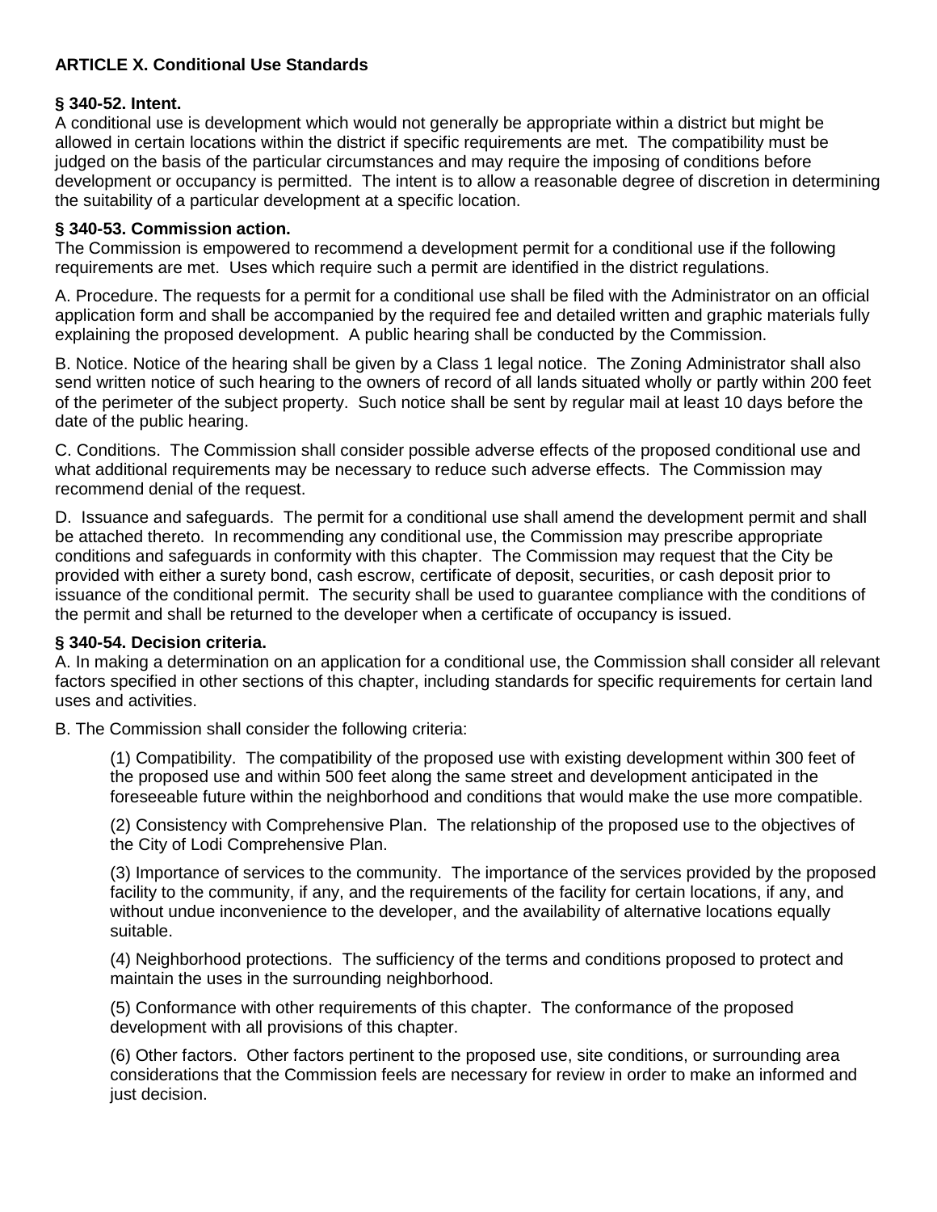## ARTICLE X. Conditional Use Standards

### § 340-52. Intent.

A conditional use is development which would not generally be appropriate within a district but might be allowed in certain locations within the district if specific requirements are met. The compatibility must be judged on the basis of the particular circumstances and may require the imposing of conditions before development or occupancy is permitted. The intent is to allow a reasonable degree of discretion in determining the suitability of a particular development at a specific location.

### § 340-53. Commission action.

The Commission is empowered to recommend a development permit for a conditional use if the following requirements are met. Uses which require such a permit are identified in the district regulations.

A. Procedure. The requests for a permit for a conditional use shall be filed with the Administrator on an official application form and shall be accompanied by the required fee and detailed written and graphic materials fully explaining the proposed development. A public hearing shall be conducted by the Commission.

B. Notice. Notice of the hearing shall be given by a Class 1 legal notice. The Zoning Administrator shall also send written notice of such hearing to the owners of record of all lands situated wholly or partly within 200 feet of the perimeter of the subject property. Such notice shall be sent by regular mail at least 10 days before the date of the public hearing.

C. Conditions. The Commission shall consider possible adverse effects of the proposed conditional use and what additional requirements may be necessary to reduce such adverse effects. The Commission may recommend denial of the request.

D. Issuance and safeguards. The permit for a conditional use shall amend the development permit and shall be attached thereto. In recommending any conditional use, the Commission may prescribe appropriate conditions and safeguards in conformity with this chapter. The Commission may request that the City be provided with either a surety bond, cash escrow, certificate of deposit, securities, or cash deposit prior to issuance of the conditional permit. The security shall be used to guarantee compliance with the conditions of the permit and shall be returned to the developer when a certificate of occupancy is issued.

### § 340-54. Decision criteria.

A. In making a determination on an application for a conditional use, the Commission shall consider all relevant factors specified in other sections of this chapter, including standards for specific requirements for certain land uses and activities.

B. The Commission shall consider the following criteria:

(1) Compatibility. The compatibility of the proposed use with existing development within 300 feet of the proposed use and within 500 feet along the same street and development anticipated in the foreseeable future within the neighborhood and conditions that would make the use more compatible.

(2) Consistency with Comprehensive Plan. The relationship of the proposed use to the objectives of the City of Lodi Comprehensive Plan.

(3) Importance of services to the community. The importance of the services provided by the proposed facility to the community, if any, and the requirements of the facility for certain locations, if any, and without undue inconvenience to the developer, and the availability of alternative locations equally suitable.

(4) Neighborhood protections. The sufficiency of the terms and conditions proposed to protect and maintain the uses in the surrounding neighborhood.

(5) Conformance with other requirements of this chapter. The conformance of the proposed development with all provisions of this chapter.

(6) Other factors. Other factors pertinent to the proposed use, site conditions, or surrounding area considerations that the Commission feels are necessary for review in order to make an informed and just decision.